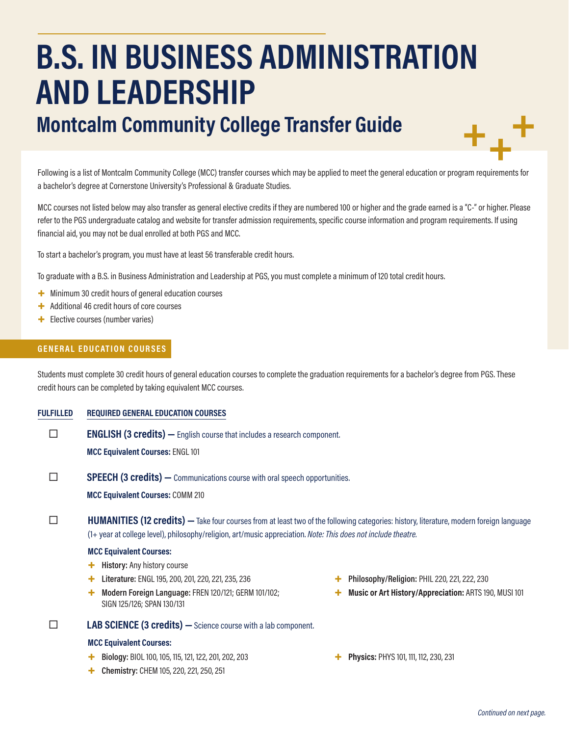# B.S. IN BUSINESS ADMINISTRATION AND LEADERSHIP

## Montcalm Community College Transfer Guide

Following is a list of Montcalm Community College (MCC) transfer courses which may be applied to meet the general education or program requirements for a bachelor's degree at Cornerstone University's Professional & Graduate Studies.

MCC courses not listed below may also transfer as general elective credits if they are numbered 100 or higher and the grade earned is a "C-" or higher. Please refer to the PGS undergraduate catalog and website for transfer admission requirements, specific course information and program requirements. If using financial aid, you may not be dual enrolled at both PGS and MCC.

To start a bachelor's program, you must have at least 56 transferable credit hours.

To graduate with a B.S. in Business Administration and Leadership at PGS, you must complete a minimum of 120 total credit hours.

- Minimum 30 credit hours of general education courses
- Additional 46 credit hours of core courses
- Elective courses (number varies)

### GENERAL EDUCATION COURSES

Students must complete 30 credit hours of general education courses to complete the graduation requirements for a bachelor's degree from PGS. These credit hours can be completed by taking equivalent MCC courses.

**FULFILLED** | **REQUIRED GENERAL EDUCATION COURSES**

☐ **ENGLISH (3 credits) —** English course that includes a research component.

**MCC Equivalent Courses:** ENGL 101

☐ **SPEECH (3 credits) —** Communications course with oral speech opportunities.

**MCC Equivalent Courses:** COMM 210

☐ **HUMANITIES (12 credits) —** Take four courses from at least two of the following categories: history, literature, modern foreign language (1+ year at college level), philosophy/religion, art/music appreciation. *Note: This does not include theatre.*

**MCC Equivalent Courses:**

- **History:** Any history course
- **Literature:** ENGL 195, 200, 201, 220, 221, 235, 236
- **Modern Foreign Language:** FREN 120/121; GERM 101/102; SIGN 125/126; SPAN 130/131
- **Philosophy/Religion:** PHIL 220, 221, 222, 230
- **Music or Art History/Appreciation:** ARTS 190, MUSI 101

☐ **LAB SCIENCE (3 credits) —** Science course with a lab component.

**MCC Equivalent Courses:**

- **Biology:** BIOL 100, 105, 115, 121, 122, 201, 202, 203
- **Chemistry:** CHEM 105, 220, 221, 250, 251
- **Physics:** PHYS 101, 111, 112, 230, 231

*Continued on next page.*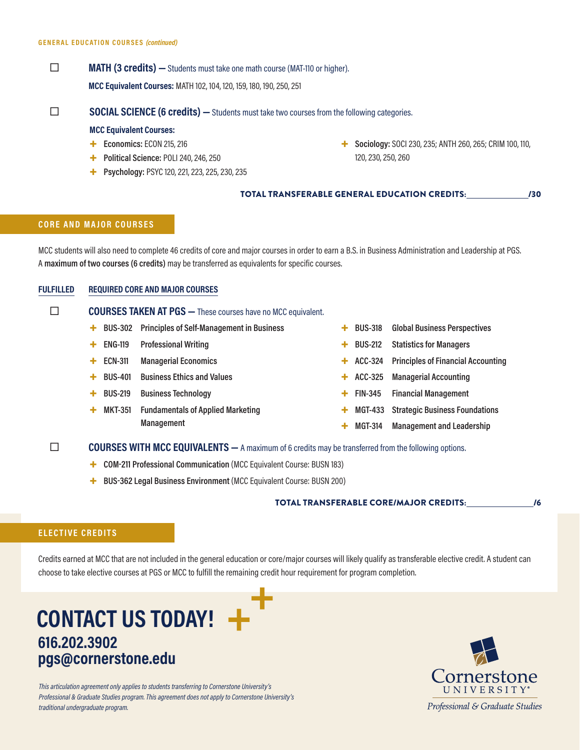**GENERAL EDUCATION COURSES** *(continued)*

☐ **MATH (3 credits) —** Students must take one math course (MAT-110 or higher).

**MCC Equivalent Courses:** MATH 102, 104, 120, 159, 180, 190, 250, 251

☐ **SOCIAL SCIENCE (6 credits) —** Students must take two courses from the following categories.

**MCC Equivalent Courses:**

- **Economics:** ECON 215, 216
- **Political Science:** POLI 240, 246, 250
- **Psychology:** PSYC 120, 221, 223, 225, 230, 235
- **Sociology:** SOCI 230, 235; ANTH 260, 265; CRIM 100, 110, 120, 230, 250, 260

**TOTAL TRANSFERABLE GENERAL EDUCATION CREDITS:\_\_\_\_\_\_\_\_\_\_/30**

## CORE AND MAJOR COURSES

MCC students will also need to complete 46 credits of core and major courses in order to earn a B.S. in Business Administration and Leadership at PGS. A **maximum of two courses (6 credits)** may be transferred as equivalents for specific courses.

**FULFILLED** | **REQUIRED CORE AND MAJOR COURSES**

☐ **COURSES TAKEN AT PGS —** These courses have no MCC equivalent.

- **BUS-302** Principles of Self-Management in Business
- **ENG-119** Professional Writing
- **ECN-311** Managerial Economics
- **BUS-401** Business Ethics and Values
- **BUS-219** Business Technology
- **MKT-351** Fundamentals of Applied Marketing Management
- **BUS-318** Global Business Perspectives
- **BUS-212** Statistics for Managers
- **ACC-324** Principles of Financial Accounting
- **ACC-325** Managerial Accounting
- **FIN-345** Financial Management
- **MGT-433** Strategic Business Foundations
- **MGT-314** Management and Leadership

☐ **COURSES WITH MCC EQUIVALENTS —** A maximum of 6 credits may be transferred from the following options.

- **COM-211 Professional Communication** (MCC Equivalent Course: BUSN 183)
- **BUS-362 Legal Business Environment** (MCC Equivalent Course: BUSN 200)

**TOTAL TRANSFERABLE CORE/MAJOR CREDITS:\_\_\_\_\_\_\_\_\_\_/6**

## ELECTIVE CREDITS

Credits earned at MCC that are not included in the general education or core/major courses will likely qualify as transferable elective credit. A student can choose to take elective courses at PGS or MCC to fulfill the remaining credit hour requirement for program completion.

# CONTACT US TODAY!

**616.202.3902**
**pgs@cornerstone.edu**

*This articulation agreement only applies to students transferring to Cornerstone University's Professional & Graduate Studies program. This agreement does not apply to Cornerstone University's traditional undergraduate program.*

Cornerstone UNIVERSITY®
*Professional & Graduate Studies*